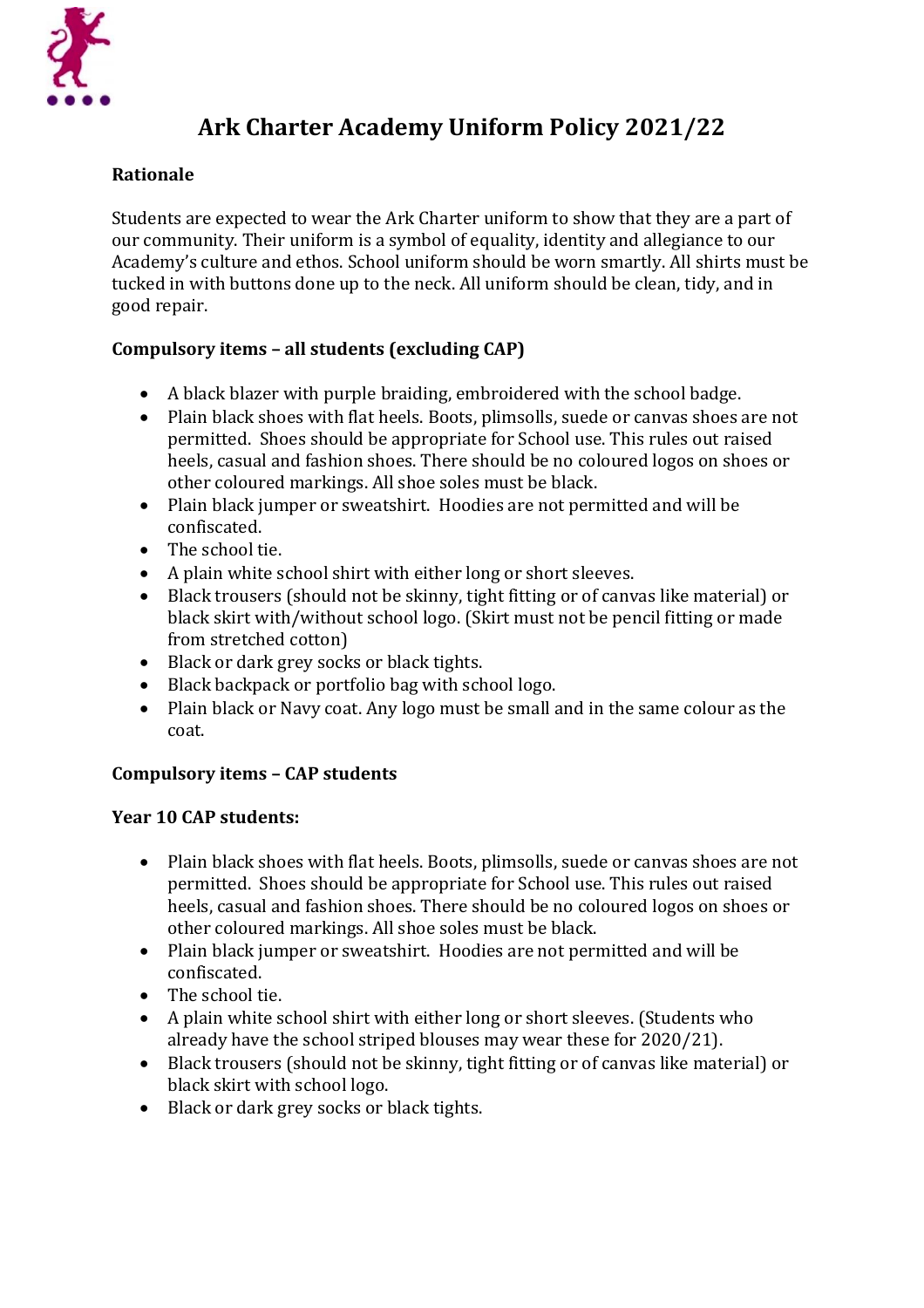# Ark Charter Academy Uniform Policy 2021/22

**Rationale**

Students are expected to wear the Ark Charter uniform to show that they are a part of our community. Their uniform is a symbol of equality, identity and allegiance to our Academy's culture and ethos. School uniform should be worn smartly. All shirts must be tucked in with buttons done up to the neck. All uniform should be clean, tidy, and in good repair.

**Compulsory items – all students (excluding CAP)**

- A black blazer with purple braiding, embroidered with the school badge.
- Plain black shoes with flat heels. Boots, plimsolls, suede or canvas shoes are not permitted. Shoes should be appropriate for School use. This rules out raised heels, casual and fashion shoes. There should be no coloured logos on shoes or other coloured markings. All shoe soles must be black.
- Plain black jumper or sweatshirt. Hoodies are not permitted and will be confiscated.
- The school tie.
- A plain white school shirt with either long or short sleeves.
- Black trousers (should not be skinny, tight fitting or of canvas like material) or black skirt with/without school logo. (Skirt must not be pencil fitting or made from stretched cotton)
- Black or dark grey socks or black tights.
- Black backpack or portfolio bag with school logo.
- Plain black or Navy coat. Any logo must be small and in the same colour as the coat.

**Compulsory items – CAP students**

**Year 10 CAP students:**

- Plain black shoes with flat heels. Boots, plimsolls, suede or canvas shoes are not permitted. Shoes should be appropriate for School use. This rules out raised heels, casual and fashion shoes. There should be no coloured logos on shoes or other coloured markings. All shoe soles must be black.
- Plain black jumper or sweatshirt. Hoodies are not permitted and will be confiscated.
- The school tie.
- A plain white school shirt with either long or short sleeves. (Students who already have the school striped blouses may wear these for 2020/21).
- Black trousers (should not be skinny, tight fitting or of canvas like material) or black skirt with school logo.
- Black or dark grey socks or black tights.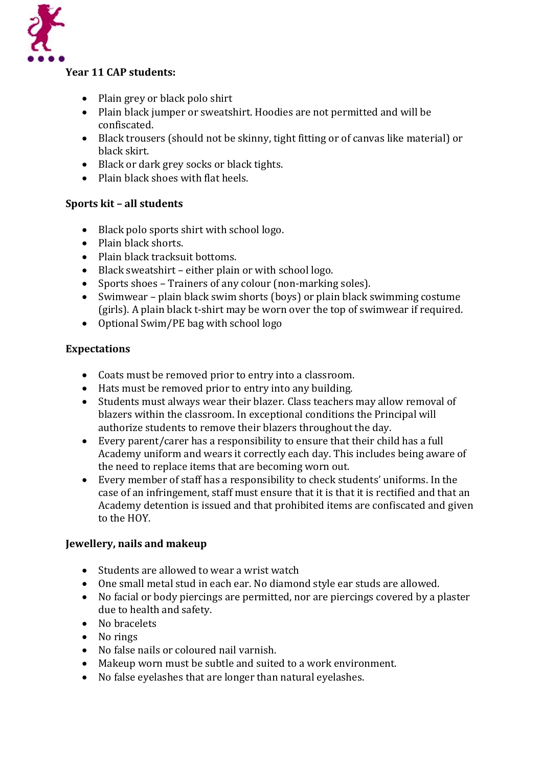**Year 11 CAP students:**

- Plain grey or black polo shirt
- Plain black jumper or sweatshirt. Hoodies are not permitted and will be confiscated.
- Black trousers (should not be skinny, tight fitting or of canvas like material) or black skirt.
- Black or dark grey socks or black tights.
- Plain black shoes with flat heels.

**Sports kit – all students**

- Black polo sports shirt with school logo.
- Plain black shorts.
- Plain black tracksuit bottoms.
- Black sweatshirt – either plain or with school logo.
- Sports shoes – Trainers of any colour (non-marking soles).
- Swimwear – plain black swim shorts (boys) or plain black swimming costume (girls). A plain black t-shirt may be worn over the top of swimwear if required.
- Optional Swim/PE bag with school logo

**Expectations**

- Coats must be removed prior to entry into a classroom.
- Hats must be removed prior to entry into any building.
- Students must always wear their blazer. Class teachers may allow removal of blazers within the classroom. In exceptional conditions the Principal will authorize students to remove their blazers throughout the day.
- Every parent/carer has a responsibility to ensure that their child has a full Academy uniform and wears it correctly each day. This includes being aware of the need to replace items that are becoming worn out.
- Every member of staff has a responsibility to check students' uniforms. In the case of an infringement, staff must ensure that it is that it is rectified and that an Academy detention is issued and that prohibited items are confiscated and given to the HOY.

**Jewellery, nails and makeup**

- Students are allowed to wear a wrist watch
- One small metal stud in each ear. No diamond style ear studs are allowed.
- No facial or body piercings are permitted, nor are piercings covered by a plaster due to health and safety.
- No bracelets
- No rings
- No false nails or coloured nail varnish.
- Makeup worn must be subtle and suited to a work environment.
- No false eyelashes that are longer than natural eyelashes.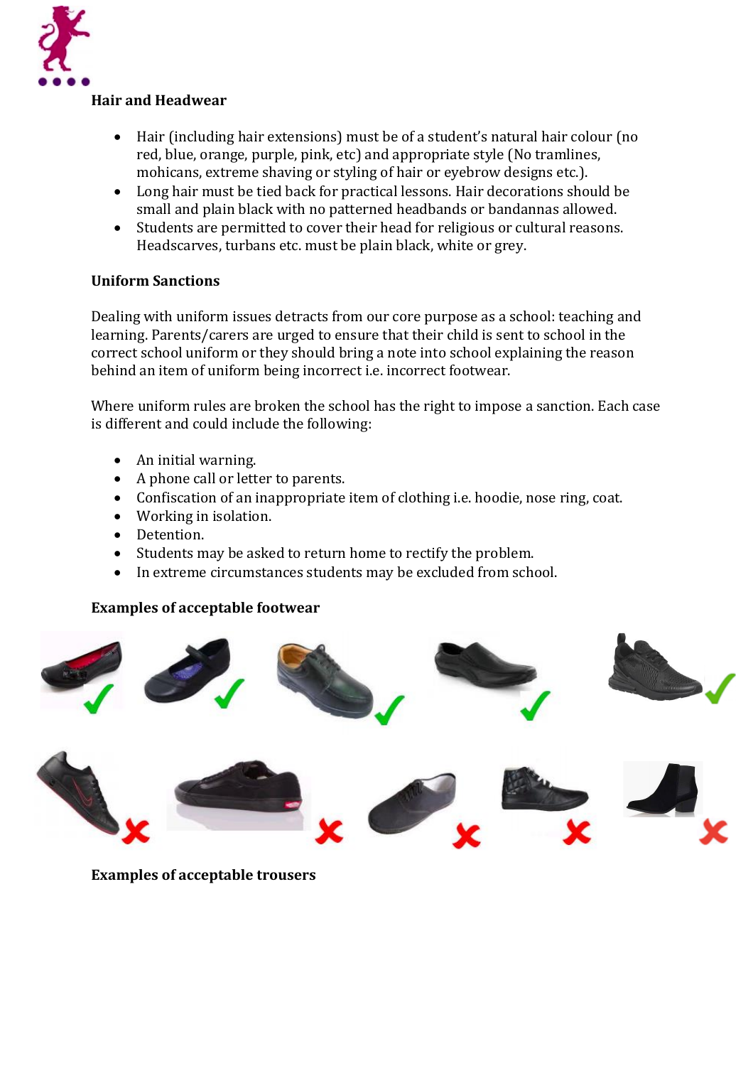## Hair and Headwear

- Hair (including hair extensions) must be of a student's natural hair colour (no red, blue, orange, purple, pink, etc) and appropriate style (No tramlines, mohicans, extreme shaving or styling of hair or eyebrow designs etc.).
- Long hair must be tied back for practical lessons. Hair decorations should be small and plain black with no patterned headbands or bandannas allowed.
- Students are permitted to cover their head for religious or cultural reasons. Headscarves, turbans etc. must be plain black, white or grey.

## Uniform Sanctions

Dealing with uniform issues detracts from our core purpose as a school: teaching and learning. Parents/carers are urged to ensure that their child is sent to school in the correct school uniform or they should bring a note into school explaining the reason behind an item of uniform being incorrect i.e. incorrect footwear.

Where uniform rules are broken the school has the right to impose a sanction. Each case is different and could include the following:

- An initial warning.
- A phone call or letter to parents.
- Confiscation of an inappropriate item of clothing i.e. hoodie, nose ring, coat.
- Working in isolation.
- Detention.
- Students may be asked to return home to rectify the problem.
- In extreme circumstances students may be excluded from school.

## Examples of acceptable footwear

## Examples of acceptable trousers